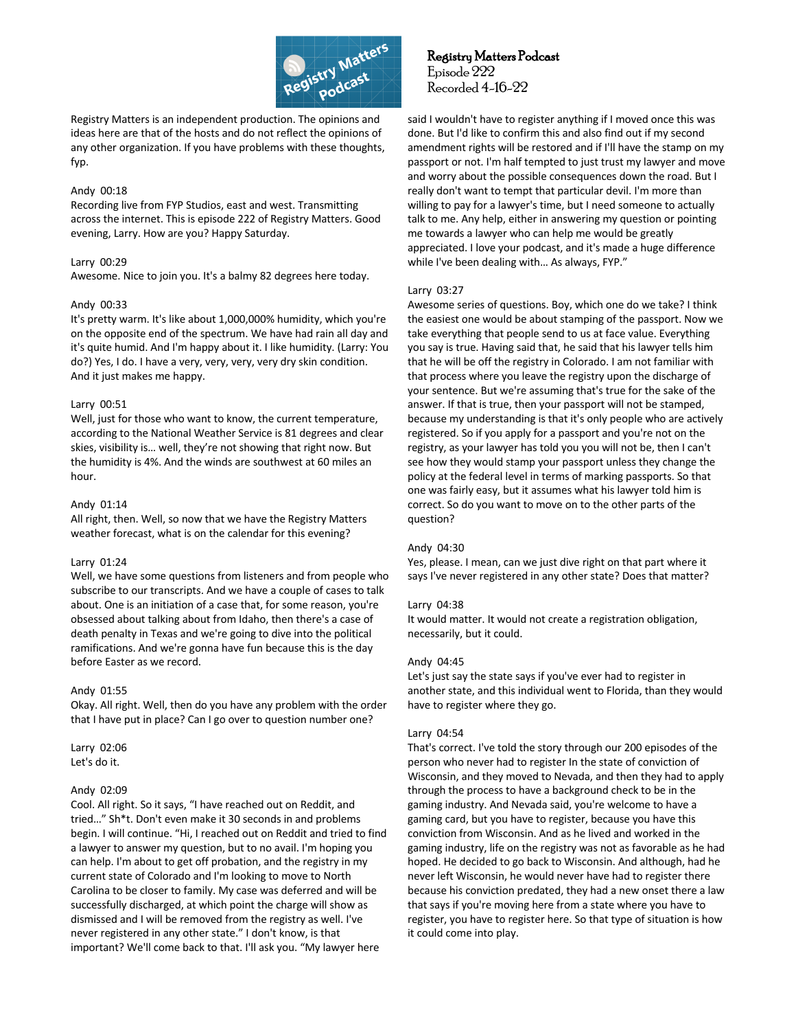Registry Matters Podcast
Episode 222
Recorded 4-16-22

Registry Matters is an independent production. The opinions and ideas here are that of the hosts and do not reflect the opinions of any other organization. If you have problems with these thoughts, fyp.

Andy 00:18
Recording live from FYP Studios, east and west. Transmitting across the internet. This is episode 222 of Registry Matters. Good evening, Larry. How are you? Happy Saturday.

Larry 00:29
Awesome. Nice to join you. It's a balmy 82 degrees here today.

Andy 00:33
It's pretty warm. It's like about 1,000,000% humidity, which you're on the opposite end of the spectrum. We have had rain all day and it's quite humid. And I'm happy about it. I like humidity. (Larry: You do?) Yes, I do. I have a very, very, very, very dry skin condition. And it just makes me happy.

Larry 00:51
Well, just for those who want to know, the current temperature, according to the National Weather Service is 81 degrees and clear skies, visibility is… well, they're not showing that right now. But the humidity is 4%. And the winds are southwest at 60 miles an hour.

Andy 01:14
All right, then. Well, so now that we have the Registry Matters weather forecast, what is on the calendar for this evening?

Larry 01:24
Well, we have some questions from listeners and from people who subscribe to our transcripts. And we have a couple of cases to talk about. One is an initiation of a case that, for some reason, you're obsessed about talking about from Idaho, then there's a case of death penalty in Texas and we're going to dive into the political ramifications. And we're gonna have fun because this is the day before Easter as we record.

Andy 01:55
Okay. All right. Well, then do you have any problem with the order that I have put in place? Can I go over to question number one?

Larry 02:06
Let's do it.

Andy 02:09
Cool. All right. So it says, "I have reached out on Reddit, and tried…" Sh*t. Don't even make it 30 seconds in and problems begin. I will continue. "Hi, I reached out on Reddit and tried to find a lawyer to answer my question, but to no avail. I'm hoping you can help. I'm about to get off probation, and the registry in my current state of Colorado and I'm looking to move to North Carolina to be closer to family. My case was deferred and will be successfully discharged, at which point the charge will show as dismissed and I will be removed from the registry as well. I've never registered in any other state." I don't know, is that important? We'll come back to that. I'll ask you. "My lawyer here said I wouldn't have to register anything if I moved once this was done. But I'd like to confirm this and also find out if my second amendment rights will be restored and if I'll have the stamp on my passport or not. I'm half tempted to just trust my lawyer and move and worry about the possible consequences down the road. But I really don't want to tempt that particular devil. I'm more than willing to pay for a lawyer's time, but I need someone to actually talk to me. Any help, either in answering my question or pointing me towards a lawyer who can help me would be greatly appreciated. I love your podcast, and it's made a huge difference while I've been dealing with… As always, FYP."

Larry 03:27
Awesome series of questions. Boy, which one do we take? I think the easiest one would be about stamping of the passport. Now we take everything that people send to us at face value. Everything you say is true. Having said that, he said that his lawyer tells him that he will be off the registry in Colorado. I am not familiar with that process where you leave the registry upon the discharge of your sentence. But we're assuming that's true for the sake of the answer. If that is true, then your passport will not be stamped, because my understanding is that it's only people who are actively registered. So if you apply for a passport and you're not on the registry, as your lawyer has told you you will not be, then I can't see how they would stamp your passport unless they change the policy at the federal level in terms of marking passports. So that one was fairly easy, but it assumes what his lawyer told him is correct. So do you want to move on to the other parts of the question?

Andy 04:30
Yes, please. I mean, can we just dive right on that part where it says I've never registered in any other state? Does that matter?

Larry 04:38
It would matter. It would not create a registration obligation, necessarily, but it could.

Andy 04:45
Let's just say the state says if you've ever had to register in another state, and this individual went to Florida, than they would have to register where they go.

Larry 04:54
That's correct. I've told the story through our 200 episodes of the person who never had to register In the state of conviction of Wisconsin, and they moved to Nevada, and then they had to apply through the process to have a background check to be in the gaming industry. And Nevada said, you're welcome to have a gaming card, but you have to register, because you have this conviction from Wisconsin. And as he lived and worked in the gaming industry, life on the registry was not as favorable as he had hoped. He decided to go back to Wisconsin. And although, had he never left Wisconsin, he would never have had to register there because his conviction predated, they had a new onset there a law that says if you're moving here from a state where you have to register, you have to register here. So that type of situation is how it could come into play.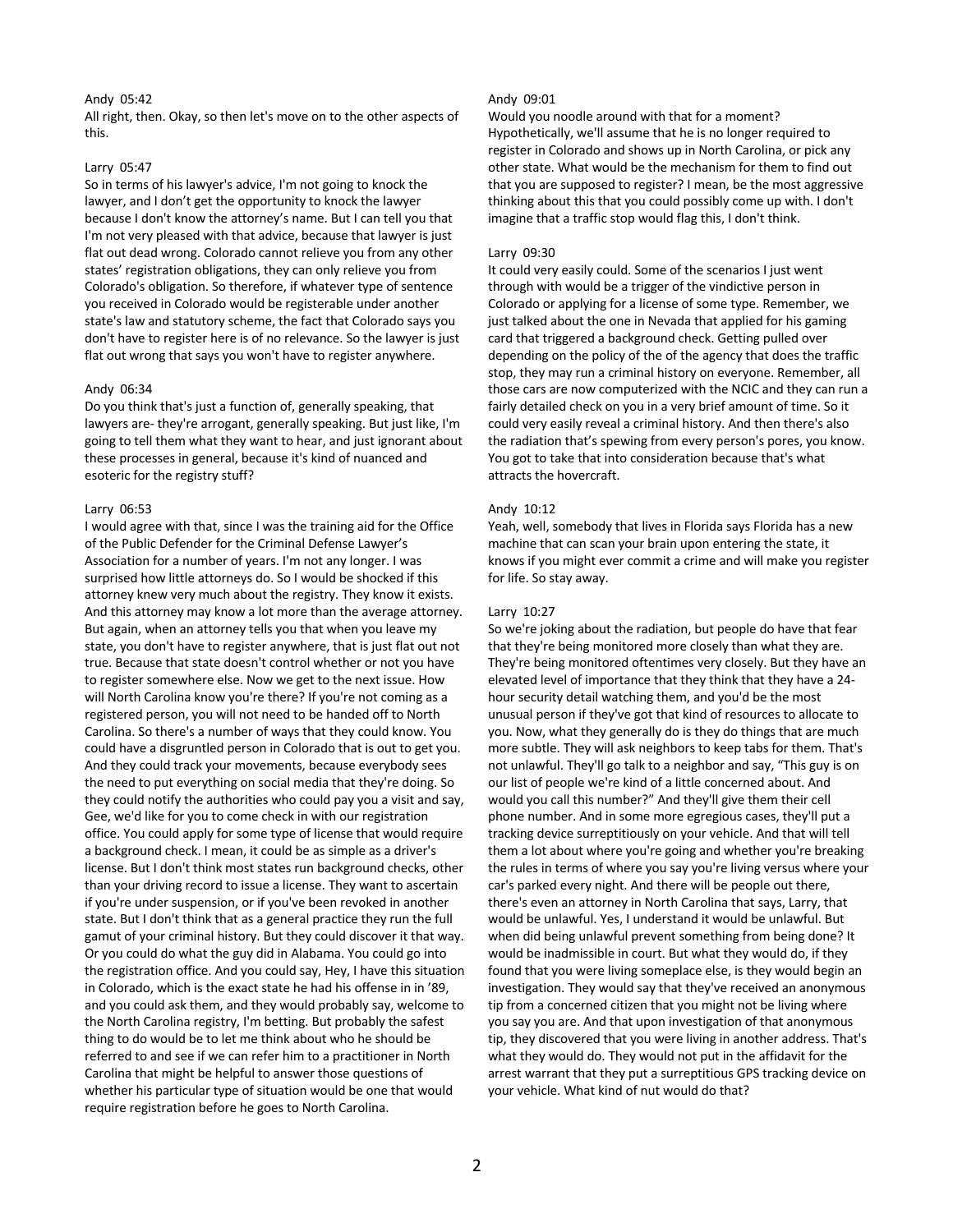Andy 05:42
All right, then. Okay, so then let's move on to the other aspects of this.

Larry 05:47
So in terms of his lawyer's advice, I'm not going to knock the lawyer, and I don't get the opportunity to knock the lawyer because I don't know the attorney's name. But I can tell you that I'm not very pleased with that advice, because that lawyer is just flat out dead wrong. Colorado cannot relieve you from any other states' registration obligations, they can only relieve you from Colorado's obligation. So therefore, if whatever type of sentence you received in Colorado would be registerable under another state's law and statutory scheme, the fact that Colorado says you don't have to register here is of no relevance. So the lawyer is just flat out wrong that says you won't have to register anywhere.

Andy 06:34
Do you think that's just a function of, generally speaking, that lawyers are- they're arrogant, generally speaking. But just like, I'm going to tell them what they want to hear, and just ignorant about these processes in general, because it's kind of nuanced and esoteric for the registry stuff?

Larry 06:53
I would agree with that, since I was the training aid for the Office of the Public Defender for the Criminal Defense Lawyer's Association for a number of years. I'm not any longer. I was surprised how little attorneys do. So I would be shocked if this attorney knew very much about the registry. They know it exists. And this attorney may know a lot more than the average attorney. But again, when an attorney tells you that when you leave my state, you don't have to register anywhere, that is just flat out not true. Because that state doesn't control whether or not you have to register somewhere else. Now we get to the next issue. How will North Carolina know you're there? If you're not coming as a registered person, you will not need to be handed off to North Carolina. So there's a number of ways that they could know. You could have a disgruntled person in Colorado that is out to get you. And they could track your movements, because everybody sees the need to put everything on social media that they're doing. So they could notify the authorities who could pay you a visit and say, Gee, we'd like for you to come check in with our registration office. You could apply for some type of license that would require a background check. I mean, it could be as simple as a driver's license. But I don't think most states run background checks, other than your driving record to issue a license. They want to ascertain if you're under suspension, or if you've been revoked in another state. But I don't think that as a general practice they run the full gamut of your criminal history. But they could discover it that way. Or you could do what the guy did in Alabama. You could go into the registration office. And you could say, Hey, I have this situation in Colorado, which is the exact state he had his offense in in '89, and you could ask them, and they would probably say, welcome to the North Carolina registry, I'm betting. But probably the safest thing to do would be to let me think about who he should be referred to and see if we can refer him to a practitioner in North Carolina that might be helpful to answer those questions of whether his particular type of situation would be one that would require registration before he goes to North Carolina.

Andy 09:01
Would you noodle around with that for a moment? Hypothetically, we'll assume that he is no longer required to register in Colorado and shows up in North Carolina, or pick any other state. What would be the mechanism for them to find out that you are supposed to register? I mean, be the most aggressive thinking about this that you could possibly come up with. I don't imagine that a traffic stop would flag this, I don't think.

Larry 09:30
It could very easily could. Some of the scenarios I just went through with would be a trigger of the vindictive person in Colorado or applying for a license of some type. Remember, we just talked about the one in Nevada that applied for his gaming card that triggered a background check. Getting pulled over depending on the policy of the of the agency that does the traffic stop, they may run a criminal history on everyone. Remember, all those cars are now computerized with the NCIC and they can run a fairly detailed check on you in a very brief amount of time. So it could very easily reveal a criminal history. And then there's also the radiation that's spewing from every person's pores, you know. You got to take that into consideration because that's what attracts the hovercraft.

Andy 10:12
Yeah, well, somebody that lives in Florida says Florida has a new machine that can scan your brain upon entering the state, it knows if you might ever commit a crime and will make you register for life. So stay away.

Larry 10:27
So we're joking about the radiation, but people do have that fear that they're being monitored more closely than what they are. They're being monitored oftentimes very closely. But they have an elevated level of importance that they think that they have a 24-hour security detail watching them, and you'd be the most unusual person if they've got that kind of resources to allocate to you. Now, what they generally do is they do things that are much more subtle. They will ask neighbors to keep tabs for them. That's not unlawful. They'll go talk to a neighbor and say, "This guy is on our list of people we're kind of a little concerned about. And would you call this number?" And they'll give them their cell phone number. And in some more egregious cases, they'll put a tracking device surreptitiously on your vehicle. And that will tell them a lot about where you're going and whether you're breaking the rules in terms of where you say you're living versus where your car's parked every night. And there will be people out there, there's even an attorney in North Carolina that says, Larry, that would be unlawful. Yes, I understand it would be unlawful. But when did being unlawful prevent something from being done? It would be inadmissible in court. But what they would do, if they found that you were living someplace else, is they would begin an investigation. They would say that they've received an anonymous tip from a concerned citizen that you might not be living where you say you are. And that upon investigation of that anonymous tip, they discovered that you were living in another address. That's what they would do. They would not put in the affidavit for the arrest warrant that they put a surreptitious GPS tracking device on your vehicle. What kind of nut would do that?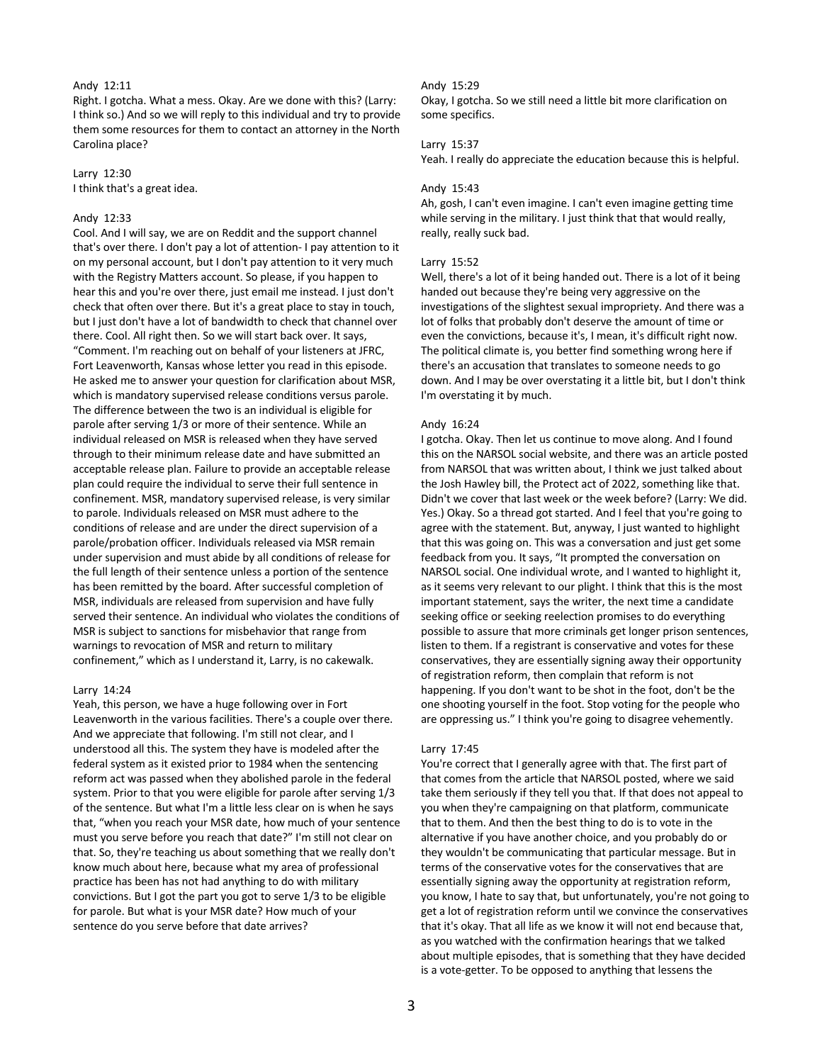Andy 12:11
Right. I gotcha. What a mess. Okay. Are we done with this? (Larry: I think so.) And so we will reply to this individual and try to provide them some resources for them to contact an attorney in the North Carolina place?

Larry 12:30
I think that's a great idea.

Andy 12:33
Cool. And I will say, we are on Reddit and the support channel that's over there. I don't pay a lot of attention- I pay attention to it on my personal account, but I don't pay attention to it very much with the Registry Matters account. So please, if you happen to hear this and you're over there, just email me instead. I just don't check that often over there. But it's a great place to stay in touch, but I just don't have a lot of bandwidth to check that channel over there. Cool. All right then. So we will start back over. It says, "Comment. I'm reaching out on behalf of your listeners at JFRC, Fort Leavenworth, Kansas whose letter you read in this episode. He asked me to answer your question for clarification about MSR, which is mandatory supervised release conditions versus parole. The difference between the two is an individual is eligible for parole after serving 1/3 or more of their sentence. While an individual released on MSR is released when they have served through to their minimum release date and have submitted an acceptable release plan. Failure to provide an acceptable release plan could require the individual to serve their full sentence in confinement. MSR, mandatory supervised release, is very similar to parole. Individuals released on MSR must adhere to the conditions of release and are under the direct supervision of a parole/probation officer. Individuals released via MSR remain under supervision and must abide by all conditions of release for the full length of their sentence unless a portion of the sentence has been remitted by the board. After successful completion of MSR, individuals are released from supervision and have fully served their sentence. An individual who violates the conditions of MSR is subject to sanctions for misbehavior that range from warnings to revocation of MSR and return to military confinement," which as I understand it, Larry, is no cakewalk.

Larry 14:24
Yeah, this person, we have a huge following over in Fort Leavenworth in the various facilities. There's a couple over there. And we appreciate that following. I'm still not clear, and I understood all this. The system they have is modeled after the federal system as it existed prior to 1984 when the sentencing reform act was passed when they abolished parole in the federal system. Prior to that you were eligible for parole after serving 1/3 of the sentence. But what I'm a little less clear on is when he says that, "when you reach your MSR date, how much of your sentence must you serve before you reach that date?" I'm still not clear on that. So, they're teaching us about something that we really don't know much about here, because what my area of professional practice has been has not had anything to do with military convictions. But I got the part you got to serve 1/3 to be eligible for parole. But what is your MSR date? How much of your sentence do you serve before that date arrives?

Andy 15:29
Okay, I gotcha. So we still need a little bit more clarification on some specifics.

Larry 15:37
Yeah. I really do appreciate the education because this is helpful.

Andy 15:43
Ah, gosh, I can't even imagine. I can't even imagine getting time while serving in the military. I just think that that would really, really, really suck bad.

Larry 15:52
Well, there's a lot of it being handed out. There is a lot of it being handed out because they're being very aggressive on the investigations of the slightest sexual impropriety. And there was a lot of folks that probably don't deserve the amount of time or even the convictions, because it's, I mean, it's difficult right now. The political climate is, you better find something wrong here if there's an accusation that translates to someone needs to go down. And I may be over overstating it a little bit, but I don't think I'm overstating it by much.

Andy 16:24
I gotcha. Okay. Then let us continue to move along. And I found this on the NARSOL social website, and there was an article posted from NARSOL that was written about, I think we just talked about the Josh Hawley bill, the Protect act of 2022, something like that. Didn't we cover that last week or the week before? (Larry: We did. Yes.) Okay. So a thread got started. And I feel that you're going to agree with the statement. But, anyway, I just wanted to highlight that this was going on. This was a conversation and just get some feedback from you. It says, "It prompted the conversation on NARSOL social. One individual wrote, and I wanted to highlight it, as it seems very relevant to our plight. I think that this is the most important statement, says the writer, the next time a candidate seeking office or seeking reelection promises to do everything possible to assure that more criminals get longer prison sentences, listen to them. If a registrant is conservative and votes for these conservatives, they are essentially signing away their opportunity of registration reform, then complain that reform is not happening. If you don't want to be shot in the foot, don't be the one shooting yourself in the foot. Stop voting for the people who are oppressing us." I think you're going to disagree vehemently.

Larry 17:45
You're correct that I generally agree with that. The first part of that comes from the article that NARSOL posted, where we said take them seriously if they tell you that. If that does not appeal to you when they're campaigning on that platform, communicate that to them. And then the best thing to do is to vote in the alternative if you have another choice, and you probably do or they wouldn't be communicating that particular message. But in terms of the conservative votes for the conservatives that are essentially signing away the opportunity at registration reform, you know, I hate to say that, but unfortunately, you're not going to get a lot of registration reform until we convince the conservatives that it's okay. That all life as we know it will not end because that, as you watched with the confirmation hearings that we talked about multiple episodes, that is something that they have decided is a vote-getter. To be opposed to anything that lessens the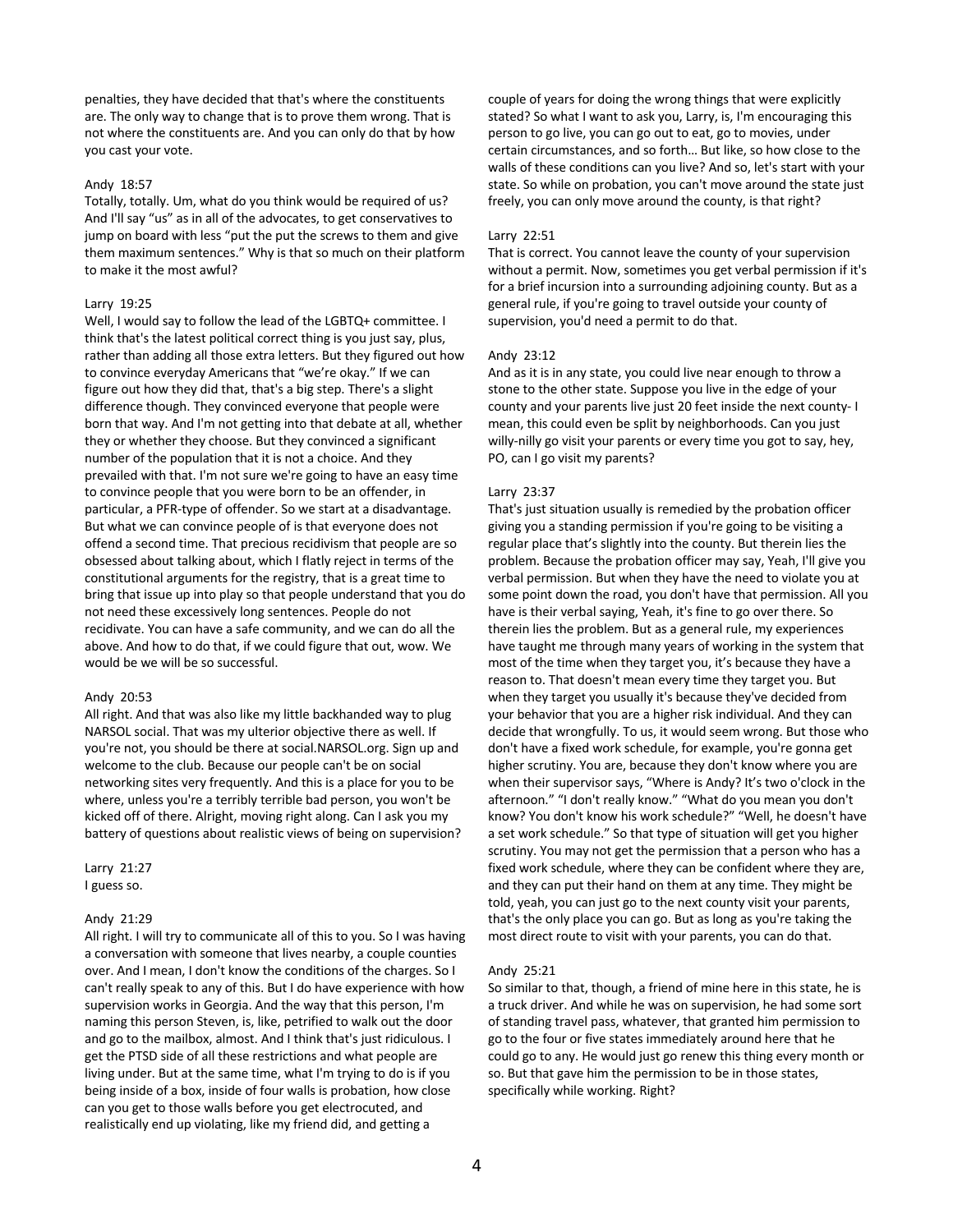penalties, they have decided that that's where the constituents are. The only way to change that is to prove them wrong. That is not where the constituents are. And you can only do that by how you cast your vote.

Andy 18:57
Totally, totally. Um, what do you think would be required of us? And I'll say "us" as in all of the advocates, to get conservatives to jump on board with less "put the put the screws to them and give them maximum sentences." Why is that so much on their platform to make it the most awful?

Larry 19:25
Well, I would say to follow the lead of the LGBTQ+ committee. I think that's the latest political correct thing is you just say, plus, rather than adding all those extra letters. But they figured out how to convince everyday Americans that "we're okay." If we can figure out how they did that, that's a big step. There's a slight difference though. They convinced everyone that people were born that way. And I'm not getting into that debate at all, whether they or whether they choose. But they convinced a significant number of the population that it is not a choice. And they prevailed with that. I'm not sure we're going to have an easy time to convince people that you were born to be an offender, in particular, a PFR-type of offender. So we start at a disadvantage. But what we can convince people of is that everyone does not offend a second time. That precious recidivism that people are so obsessed about talking about, which I flatly reject in terms of the constitutional arguments for the registry, that is a great time to bring that issue up into play so that people understand that you do not need these excessively long sentences. People do not recidivate. You can have a safe community, and we can do all the above. And how to do that, if we could figure that out, wow. We would be we will be so successful.

Andy 20:53
All right. And that was also like my little backhanded way to plug NARSOL social. That was my ulterior objective there as well. If you're not, you should be there at social.NARSOL.org. Sign up and welcome to the club. Because our people can't be on social networking sites very frequently. And this is a place for you to be where, unless you're a terribly terrible bad person, you won't be kicked off of there. Alright, moving right along. Can I ask you my battery of questions about realistic views of being on supervision?

Larry 21:27
I guess so.

Andy 21:29
All right. I will try to communicate all of this to you. So I was having a conversation with someone that lives nearby, a couple counties over. And I mean, I don't know the conditions of the charges. So I can't really speak to any of this. But I do have experience with how supervision works in Georgia. And the way that this person, I'm naming this person Steven, is, like, petrified to walk out the door and go to the mailbox, almost. And I think that's just ridiculous. I get the PTSD side of all these restrictions and what people are living under. But at the same time, what I'm trying to do is if you being inside of a box, inside of four walls is probation, how close can you get to those walls before you get electrocuted, and realistically end up violating, like my friend did, and getting a couple of years for doing the wrong things that were explicitly stated? So what I want to ask you, Larry, is, I'm encouraging this person to go live, you can go out to eat, go to movies, under certain circumstances, and so forth… But like, so how close to the walls of these conditions can you live? And so, let's start with your state. So while on probation, you can't move around the state just freely, you can only move around the county, is that right?

Larry 22:51
That is correct. You cannot leave the county of your supervision without a permit. Now, sometimes you get verbal permission if it's for a brief incursion into a surrounding adjoining county. But as a general rule, if you're going to travel outside your county of supervision, you'd need a permit to do that.

Andy 23:12
And as it is in any state, you could live near enough to throw a stone to the other state. Suppose you live in the edge of your county and your parents live just 20 feet inside the next county- I mean, this could even be split by neighborhoods. Can you just willy-nilly go visit your parents or every time you got to say, hey, PO, can I go visit my parents?

Larry 23:37
That's just situation usually is remedied by the probation officer giving you a standing permission if you're going to be visiting a regular place that's slightly into the county. But therein lies the problem. Because the probation officer may say, Yeah, I'll give you verbal permission. But when they have the need to violate you at some point down the road, you don't have that permission. All you have is their verbal saying, Yeah, it's fine to go over there. So therein lies the problem. But as a general rule, my experiences have taught me through many years of working in the system that most of the time when they target you, it's because they have a reason to. That doesn't mean every time they target you. But when they target you usually it's because they've decided from your behavior that you are a higher risk individual. And they can decide that wrongfully. To us, it would seem wrong. But those who don't have a fixed work schedule, for example, you're gonna get higher scrutiny. You are, because they don't know where you are when their supervisor says, "Where is Andy? It's two o'clock in the afternoon." "I don't really know." "What do you mean you don't know? You don't know his work schedule?" "Well, he doesn't have a set work schedule." So that type of situation will get you higher scrutiny. You may not get the permission that a person who has a fixed work schedule, where they can be confident where they are, and they can put their hand on them at any time. They might be told, yeah, you can just go to the next county visit your parents, that's the only place you can go. But as long as you're taking the most direct route to visit with your parents, you can do that.

Andy 25:21
So similar to that, though, a friend of mine here in this state, he is a truck driver. And while he was on supervision, he had some sort of standing travel pass, whatever, that granted him permission to go to the four or five states immediately around here that he could go to any. He would just go renew this thing every month or so. But that gave him the permission to be in those states, specifically while working. Right?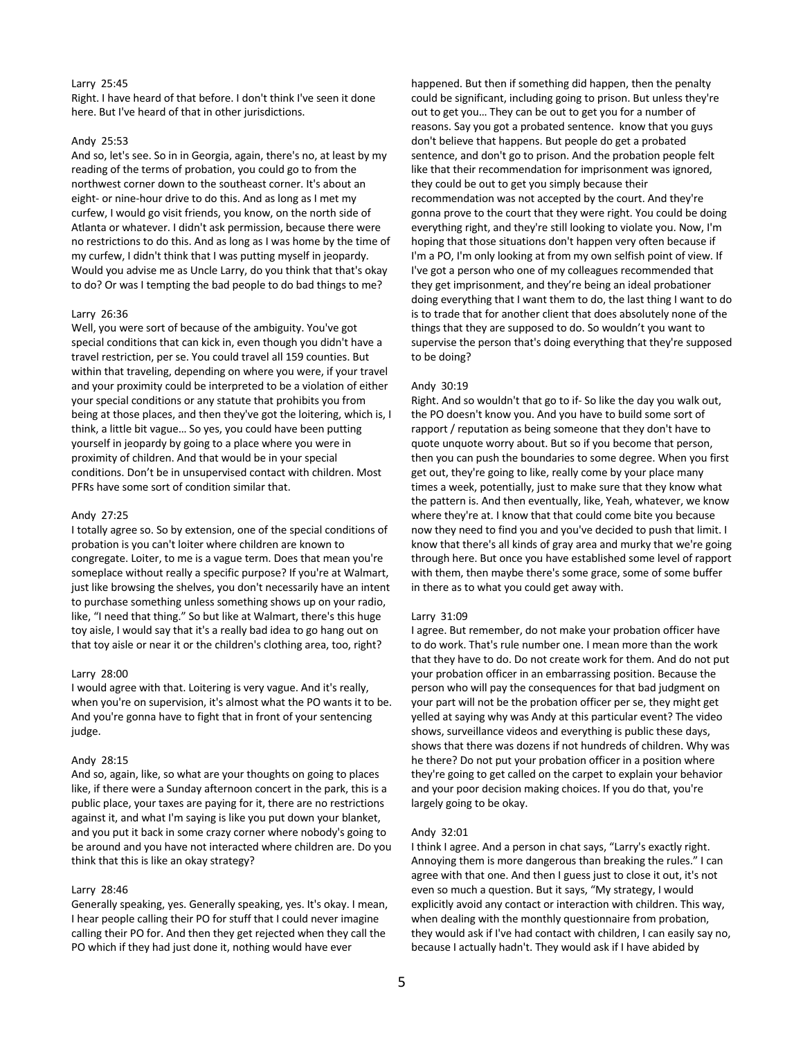Larry 25:45
Right. I have heard of that before. I don't think I've seen it done here. But I've heard of that in other jurisdictions.

Andy 25:53
And so, let's see. So in in Georgia, again, there's no, at least by my reading of the terms of probation, you could go to from the northwest corner down to the southeast corner. It's about an eight- or nine-hour drive to do this. And as long as I met my curfew, I would go visit friends, you know, on the north side of Atlanta or whatever. I didn't ask permission, because there were no restrictions to do this. And as long as I was home by the time of my curfew, I didn't think that I was putting myself in jeopardy. Would you advise me as Uncle Larry, do you think that that's okay to do? Or was I tempting the bad people to do bad things to me?

Larry 26:36
Well, you were sort of because of the ambiguity. You've got special conditions that can kick in, even though you didn't have a travel restriction, per se. You could travel all 159 counties. But within that traveling, depending on where you were, if your travel and your proximity could be interpreted to be a violation of either your special conditions or any statute that prohibits you from being at those places, and then they've got the loitering, which is, I think, a little bit vague… So yes, you could have been putting yourself in jeopardy by going to a place where you were in proximity of children. And that would be in your special conditions. Don't be in unsupervised contact with children. Most PFRs have some sort of condition similar that.

Andy 27:25
I totally agree so. So by extension, one of the special conditions of probation is you can't loiter where children are known to congregate. Loiter, to me is a vague term. Does that mean you're someplace without really a specific purpose? If you're at Walmart, just like browsing the shelves, you don't necessarily have an intent to purchase something unless something shows up on your radio, like, "I need that thing." So but like at Walmart, there's this huge toy aisle, I would say that it's a really bad idea to go hang out on that toy aisle or near it or the children's clothing area, too, right?

Larry 28:00
I would agree with that. Loitering is very vague. And it's really, when you're on supervision, it's almost what the PO wants it to be. And you're gonna have to fight that in front of your sentencing judge.

Andy 28:15
And so, again, like, so what are your thoughts on going to places like, if there were a Sunday afternoon concert in the park, this is a public place, your taxes are paying for it, there are no restrictions against it, and what I'm saying is like you put down your blanket, and you put it back in some crazy corner where nobody's going to be around and you have not interacted where children are. Do you think that this is like an okay strategy?

Larry 28:46
Generally speaking, yes. Generally speaking, yes. It's okay. I mean, I hear people calling their PO for stuff that I could never imagine calling their PO for. And then they get rejected when they call the PO which if they had just done it, nothing would have ever happened. But then if something did happen, then the penalty could be significant, including going to prison. But unless they're out to get you… They can be out to get you for a number of reasons. Say you got a probated sentence. know that you guys don't believe that happens. But people do get a probated sentence, and don't go to prison. And the probation people felt like that their recommendation for imprisonment was ignored, they could be out to get you simply because their recommendation was not accepted by the court. And they're gonna prove to the court that they were right. You could be doing everything right, and they're still looking to violate you. Now, I'm hoping that those situations don't happen very often because if I'm a PO, I'm only looking at from my own selfish point of view. If I've got a person who one of my colleagues recommended that they get imprisonment, and they're being an ideal probationer doing everything that I want them to do, the last thing I want to do is to trade that for another client that does absolutely none of the things that they are supposed to do. So wouldn't you want to supervise the person that's doing everything that they're supposed to be doing?

Andy 30:19
Right. And so wouldn't that go to if- So like the day you walk out, the PO doesn't know you. And you have to build some sort of rapport / reputation as being someone that they don't have to quote unquote worry about. But so if you become that person, then you can push the boundaries to some degree. When you first get out, they're going to like, really come by your place many times a week, potentially, just to make sure that they know what the pattern is. And then eventually, like, Yeah, whatever, we know where they're at. I know that that could come bite you because now they need to find you and you've decided to push that limit. I know that there's all kinds of gray area and murky that we're going through here. But once you have established some level of rapport with them, then maybe there's some grace, some of some buffer in there as to what you could get away with.

Larry 31:09
I agree. But remember, do not make your probation officer have to do work. That's rule number one. I mean more than the work that they have to do. Do not create work for them. And do not put your probation officer in an embarrassing position. Because the person who will pay the consequences for that bad judgment on your part will not be the probation officer per se, they might get yelled at saying why was Andy at this particular event? The video shows, surveillance videos and everything is public these days, shows that there was dozens if not hundreds of children. Why was he there? Do not put your probation officer in a position where they're going to get called on the carpet to explain your behavior and your poor decision making choices. If you do that, you're largely going to be okay.

Andy 32:01
I think I agree. And a person in chat says, "Larry's exactly right. Annoying them is more dangerous than breaking the rules." I can agree with that one. And then I guess just to close it out, it's not even so much a question. But it says, "My strategy, I would explicitly avoid any contact or interaction with children. This way, when dealing with the monthly questionnaire from probation, they would ask if I've had contact with children, I can easily say no, because I actually hadn't. They would ask if I have abided by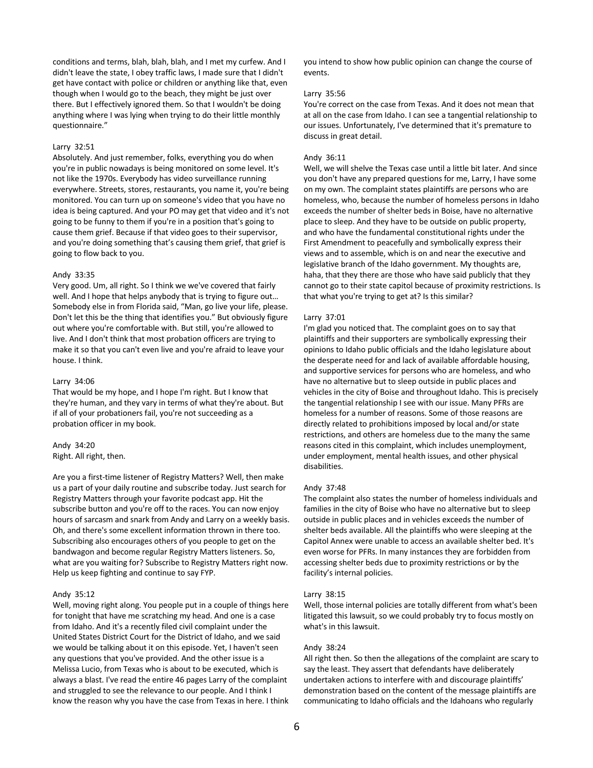conditions and terms, blah, blah, blah, and I met my curfew. And I didn't leave the state, I obey traffic laws, I made sure that I didn't get have contact with police or children or anything like that, even though when I would go to the beach, they might be just over there. But I effectively ignored them. So that I wouldn't be doing anything where I was lying when trying to do their little monthly questionnaire."

Larry 32:51
Absolutely. And just remember, folks, everything you do when you're in public nowadays is being monitored on some level. It's not like the 1970s. Everybody has video surveillance running everywhere. Streets, stores, restaurants, you name it, you're being monitored. You can turn up on someone's video that you have no idea is being captured. And your PO may get that video and it's not going to be funny to them if you're in a position that's going to cause them grief. Because if that video goes to their supervisor, and you're doing something that's causing them grief, that grief is going to flow back to you.

Andy 33:35
Very good. Um, all right. So I think we we've covered that fairly well. And I hope that helps anybody that is trying to figure out… Somebody else in from Florida said, "Man, go live your life, please. Don't let this be the thing that identifies you." But obviously figure out where you're comfortable with. But still, you're allowed to live. And I don't think that most probation officers are trying to make it so that you can't even live and you're afraid to leave your house. I think.

Larry 34:06
That would be my hope, and I hope I'm right. But I know that they're human, and they vary in terms of what they're about. But if all of your probationers fail, you're not succeeding as a probation officer in my book.

Andy 34:20
Right. All right, then.

Are you a first-time listener of Registry Matters? Well, then make us a part of your daily routine and subscribe today. Just search for Registry Matters through your favorite podcast app. Hit the subscribe button and you're off to the races. You can now enjoy hours of sarcasm and snark from Andy and Larry on a weekly basis. Oh, and there's some excellent information thrown in there too. Subscribing also encourages others of you people to get on the bandwagon and become regular Registry Matters listeners. So, what are you waiting for? Subscribe to Registry Matters right now. Help us keep fighting and continue to say FYP.

Andy 35:12
Well, moving right along. You people put in a couple of things here for tonight that have me scratching my head. And one is a case from Idaho. And it's a recently filed civil complaint under the United States District Court for the District of Idaho, and we said we would be talking about it on this episode. Yet, I haven't seen any questions that you've provided. And the other issue is a Melissa Lucio, from Texas who is about to be executed, which is always a blast. I've read the entire 46 pages Larry of the complaint and struggled to see the relevance to our people. And I think I know the reason why you have the case from Texas in here. I think you intend to show how public opinion can change the course of events.

Larry 35:56
You're correct on the case from Texas. And it does not mean that at all on the case from Idaho. I can see a tangential relationship to our issues. Unfortunately, I've determined that it's premature to discuss in great detail.

Andy 36:11
Well, we will shelve the Texas case until a little bit later. And since you don't have any prepared questions for me, Larry, I have some on my own. The complaint states plaintiffs are persons who are homeless, who, because the number of homeless persons in Idaho exceeds the number of shelter beds in Boise, have no alternative place to sleep. And they have to be outside on public property, and who have the fundamental constitutional rights under the First Amendment to peacefully and symbolically express their views and to assemble, which is on and near the executive and legislative branch of the Idaho government. My thoughts are, haha, that they there are those who have said publicly that they cannot go to their state capitol because of proximity restrictions. Is that what you're trying to get at? Is this similar?

Larry 37:01
I'm glad you noticed that. The complaint goes on to say that plaintiffs and their supporters are symbolically expressing their opinions to Idaho public officials and the Idaho legislature about the desperate need for and lack of available affordable housing, and supportive services for persons who are homeless, and who have no alternative but to sleep outside in public places and vehicles in the city of Boise and throughout Idaho. This is precisely the tangential relationship I see with our issue. Many PFRs are homeless for a number of reasons. Some of those reasons are directly related to prohibitions imposed by local and/or state restrictions, and others are homeless due to the many the same reasons cited in this complaint, which includes unemployment, under employment, mental health issues, and other physical disabilities.

Andy 37:48
The complaint also states the number of homeless individuals and families in the city of Boise who have no alternative but to sleep outside in public places and in vehicles exceeds the number of shelter beds available. All the plaintiffs who were sleeping at the Capitol Annex were unable to access an available shelter bed. It's even worse for PFRs. In many instances they are forbidden from accessing shelter beds due to proximity restrictions or by the facility's internal policies.

Larry 38:15
Well, those internal policies are totally different from what's been litigated this lawsuit, so we could probably try to focus mostly on what's in this lawsuit.

Andy 38:24
All right then. So then the allegations of the complaint are scary to say the least. They assert that defendants have deliberately undertaken actions to interfere with and discourage plaintiffs' demonstration based on the content of the message plaintiffs are communicating to Idaho officials and the Idahoans who regularly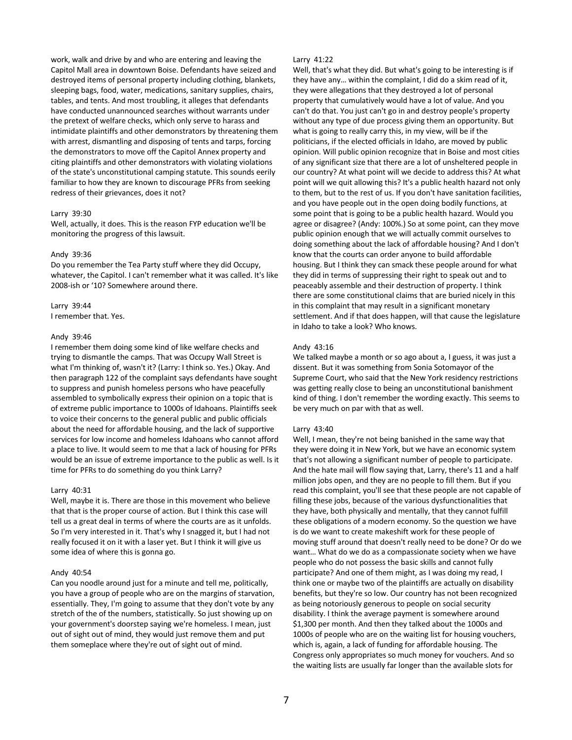work, walk and drive by and who are entering and leaving the Capitol Mall area in downtown Boise. Defendants have seized and destroyed items of personal property including clothing, blankets, sleeping bags, food, water, medications, sanitary supplies, chairs, tables, and tents. And most troubling, it alleges that defendants have conducted unannounced searches without warrants under the pretext of welfare checks, which only serve to harass and intimidate plaintiffs and other demonstrators by threatening them with arrest, dismantling and disposing of tents and tarps, forcing the demonstrators to move off the Capitol Annex property and citing plaintiffs and other demonstrators with violating violations of the state's unconstitutional camping statute. This sounds eerily familiar to how they are known to discourage PFRs from seeking redress of their grievances, does it not?

Larry 39:30
Well, actually, it does. This is the reason FYP education we'll be monitoring the progress of this lawsuit.

Andy 39:36
Do you remember the Tea Party stuff where they did Occupy, whatever, the Capitol. I can't remember what it was called. It's like 2008-ish or '10? Somewhere around there.

Larry 39:44
I remember that. Yes.

Andy 39:46
I remember them doing some kind of like welfare checks and trying to dismantle the camps. That was Occupy Wall Street is what I'm thinking of, wasn't it? (Larry: I think so. Yes.) Okay. And then paragraph 122 of the complaint says defendants have sought to suppress and punish homeless persons who have peacefully assembled to symbolically express their opinion on a topic that is of extreme public importance to 1000s of Idahoans. Plaintiffs seek to voice their concerns to the general public and public officials about the need for affordable housing, and the lack of supportive services for low income and homeless Idahoans who cannot afford a place to live. It would seem to me that a lack of housing for PFRs would be an issue of extreme importance to the public as well. Is it time for PFRs to do something do you think Larry?

Larry 40:31
Well, maybe it is. There are those in this movement who believe that that is the proper course of action. But I think this case will tell us a great deal in terms of where the courts are as it unfolds. So I'm very interested in it. That's why I snagged it, but I had not really focused it on it with a laser yet. But I think it will give us some idea of where this is gonna go.

Andy 40:54
Can you noodle around just for a minute and tell me, politically, you have a group of people who are on the margins of starvation, essentially. They, I'm going to assume that they don't vote by any stretch of the of the numbers, statistically. So just showing up on your government's doorstep saying we're homeless. I mean, just out of sight out of mind, they would just remove them and put them someplace where they're out of sight out of mind.

Larry 41:22
Well, that's what they did. But what's going to be interesting is if they have any… within the complaint, I did do a skim read of it, they were allegations that they destroyed a lot of personal property that cumulatively would have a lot of value. And you can't do that. You just can't go in and destroy people's property without any type of due process giving them an opportunity. But what is going to really carry this, in my view, will be if the politicians, if the elected officials in Idaho, are moved by public opinion. Will public opinion recognize that in Boise and most cities of any significant size that there are a lot of unsheltered people in our country? At what point will we decide to address this? At what point will we quit allowing this? It's a public health hazard not only to them, but to the rest of us. If you don't have sanitation facilities, and you have people out in the open doing bodily functions, at some point that is going to be a public health hazard. Would you agree or disagree? (Andy: 100%.) So at some point, can they move public opinion enough that we will actually commit ourselves to doing something about the lack of affordable housing? And I don't know that the courts can order anyone to build affordable housing. But I think they can smack these people around for what they did in terms of suppressing their right to speak out and to peaceably assemble and their destruction of property. I think there are some constitutional claims that are buried nicely in this in this complaint that may result in a significant monetary settlement. And if that does happen, will that cause the legislature in Idaho to take a look? Who knows.

Andy 43:16
We talked maybe a month or so ago about a, I guess, it was just a dissent. But it was something from Sonia Sotomayor of the Supreme Court, who said that the New York residency restrictions was getting really close to being an unconstitutional banishment kind of thing. I don't remember the wording exactly. This seems to be very much on par with that as well.

Larry 43:40
Well, I mean, they're not being banished in the same way that they were doing it in New York, but we have an economic system that's not allowing a significant number of people to participate. And the hate mail will flow saying that, Larry, there's 11 and a half million jobs open, and they are no people to fill them. But if you read this complaint, you'll see that these people are not capable of filling these jobs, because of the various dysfunctionalities that they have, both physically and mentally, that they cannot fulfill these obligations of a modern economy. So the question we have is do we want to create makeshift work for these people of moving stuff around that doesn't really need to be done? Or do we want… What do we do as a compassionate society when we have people who do not possess the basic skills and cannot fully participate? And one of them might, as I was doing my read, I think one or maybe two of the plaintiffs are actually on disability benefits, but they're so low. Our country has not been recognized as being notoriously generous to people on social security disability. I think the average payment is somewhere around $1,300 per month. And then they talked about the 1000s and 1000s of people who are on the waiting list for housing vouchers, which is, again, a lack of funding for affordable housing. The Congress only appropriates so much money for vouchers. And so the waiting lists are usually far longer than the available slots for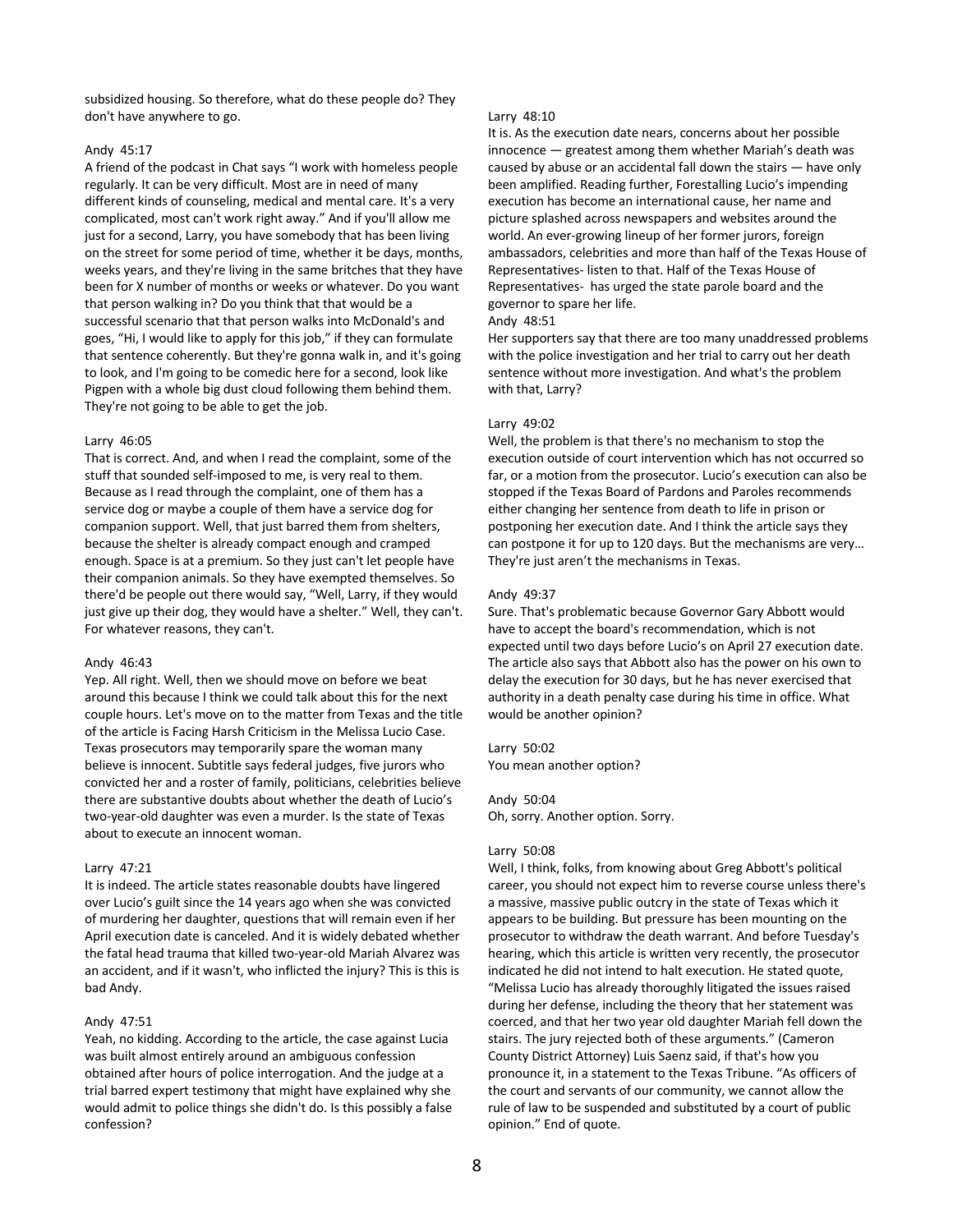subsidized housing. So therefore, what do these people do? They don't have anywhere to go.

Andy 45:17
A friend of the podcast in Chat says "I work with homeless people regularly. It can be very difficult. Most are in need of many different kinds of counseling, medical and mental care. It's a very complicated, most can't work right away." And if you'll allow me just for a second, Larry, you have somebody that has been living on the street for some period of time, whether it be days, months, weeks years, and they're living in the same britches that they have been for X number of months or weeks or whatever. Do you want that person walking in? Do you think that that would be a successful scenario that that person walks into McDonald's and goes, "Hi, I would like to apply for this job," if they can formulate that sentence coherently. But they're gonna walk in, and it's going to look, and I'm going to be comedic here for a second, look like Pigpen with a whole big dust cloud following them behind them. They're not going to be able to get the job.

Larry 46:05
That is correct. And, and when I read the complaint, some of the stuff that sounded self-imposed to me, is very real to them. Because as I read through the complaint, one of them has a service dog or maybe a couple of them have a service dog for companion support. Well, that just barred them from shelters, because the shelter is already compact enough and cramped enough. Space is at a premium. So they just can't let people have their companion animals. So they have exempted themselves. So there'd be people out there would say, "Well, Larry, if they would just give up their dog, they would have a shelter." Well, they can't. For whatever reasons, they can't.

Andy 46:43
Yep. All right. Well, then we should move on before we beat around this because I think we could talk about this for the next couple hours. Let's move on to the matter from Texas and the title of the article is Facing Harsh Criticism in the Melissa Lucio Case. Texas prosecutors may temporarily spare the woman many believe is innocent. Subtitle says federal judges, five jurors who convicted her and a roster of family, politicians, celebrities believe there are substantive doubts about whether the death of Lucio's two-year-old daughter was even a murder. Is the state of Texas about to execute an innocent woman.

Larry 47:21
It is indeed. The article states reasonable doubts have lingered over Lucio's guilt since the 14 years ago when she was convicted of murdering her daughter, questions that will remain even if her April execution date is canceled. And it is widely debated whether the fatal head trauma that killed two-year-old Mariah Alvarez was an accident, and if it wasn't, who inflicted the injury? This is this is bad Andy.

Andy 47:51
Yeah, no kidding. According to the article, the case against Lucia was built almost entirely around an ambiguous confession obtained after hours of police interrogation. And the judge at a trial barred expert testimony that might have explained why she would admit to police things she didn't do. Is this possibly a false confession?

Larry 48:10
It is. As the execution date nears, concerns about her possible innocence — greatest among them whether Mariah's death was caused by abuse or an accidental fall down the stairs — have only been amplified. Reading further, Forestalling Lucio's impending execution has become an international cause, her name and picture splashed across newspapers and websites around the world. An ever-growing lineup of her former jurors, foreign ambassadors, celebrities and more than half of the Texas House of Representatives- listen to that. Half of the Texas House of Representatives- has urged the state parole board and the governor to spare her life.

Andy 48:51
Her supporters say that there are too many unaddressed problems with the police investigation and her trial to carry out her death sentence without more investigation. And what's the problem with that, Larry?

Larry 49:02
Well, the problem is that there's no mechanism to stop the execution outside of court intervention which has not occurred so far, or a motion from the prosecutor. Lucio's execution can also be stopped if the Texas Board of Pardons and Paroles recommends either changing her sentence from death to life in prison or postponing her execution date. And I think the article says they can postpone it for up to 120 days. But the mechanisms are very… They're just aren't the mechanisms in Texas.

Andy 49:37
Sure. That's problematic because Governor Gary Abbott would have to accept the board's recommendation, which is not expected until two days before Lucio's on April 27 execution date. The article also says that Abbott also has the power on his own to delay the execution for 30 days, but he has never exercised that authority in a death penalty case during his time in office. What would be another opinion?

Larry 50:02
You mean another option?

Andy 50:04
Oh, sorry. Another option. Sorry.

Larry 50:08
Well, I think, folks, from knowing about Greg Abbott's political career, you should not expect him to reverse course unless there's a massive, massive public outcry in the state of Texas which it appears to be building. But pressure has been mounting on the prosecutor to withdraw the death warrant. And before Tuesday's hearing, which this article is written very recently, the prosecutor indicated he did not intend to halt execution. He stated quote, "Melissa Lucio has already thoroughly litigated the issues raised during her defense, including the theory that her statement was coerced, and that her two year old daughter Mariah fell down the stairs. The jury rejected both of these arguments." (Cameron County District Attorney) Luis Saenz said, if that's how you pronounce it, in a statement to the Texas Tribune. "As officers of the court and servants of our community, we cannot allow the rule of law to be suspended and substituted by a court of public opinion." End of quote.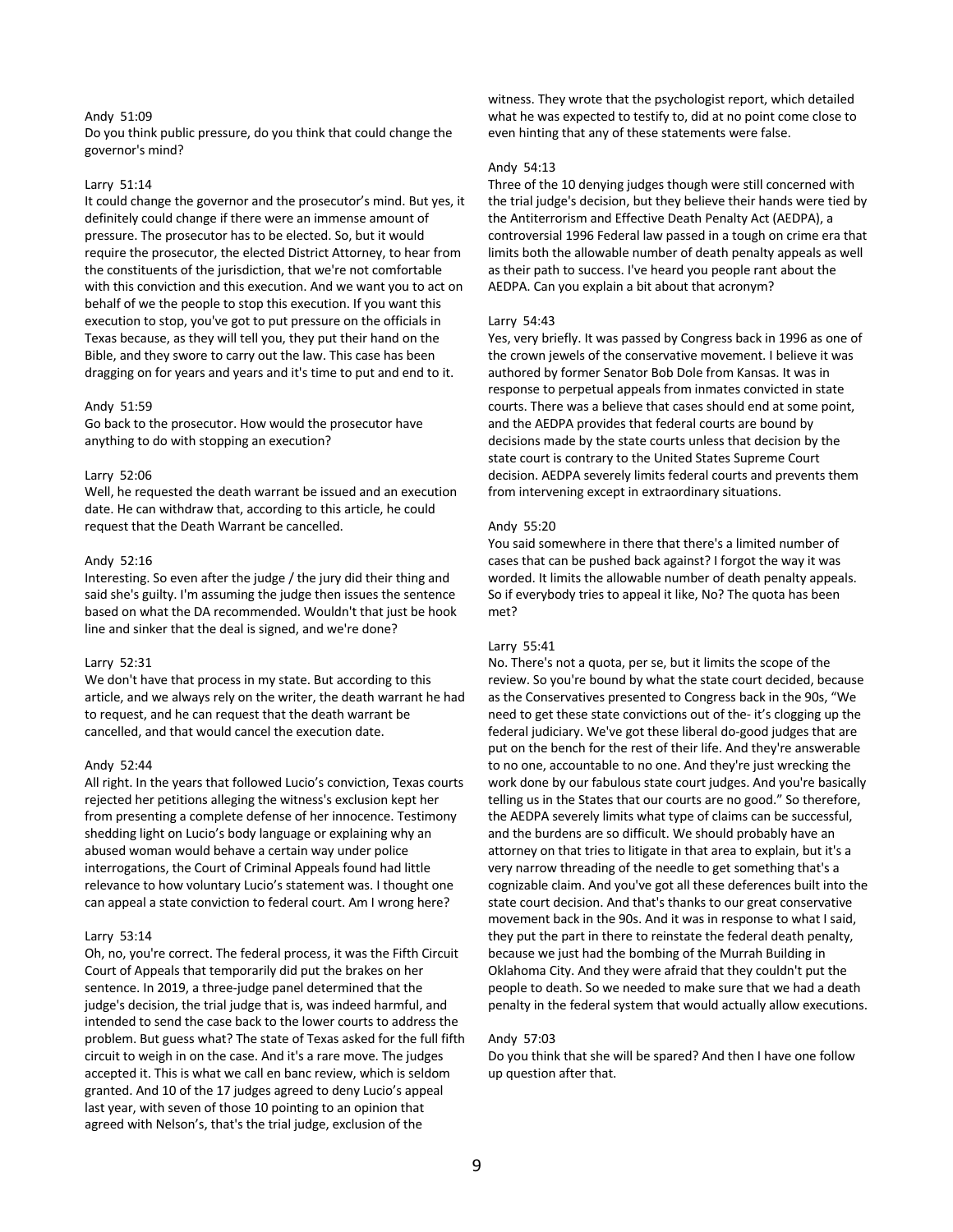Andy 51:09
Do you think public pressure, do you think that could change the governor's mind?

Larry 51:14
It could change the governor and the prosecutor's mind. But yes, it definitely could change if there were an immense amount of pressure. The prosecutor has to be elected. So, but it would require the prosecutor, the elected District Attorney, to hear from the constituents of the jurisdiction, that we're not comfortable with this conviction and this execution. And we want you to act on behalf of we the people to stop this execution. If you want this execution to stop, you've got to put pressure on the officials in Texas because, as they will tell you, they put their hand on the Bible, and they swore to carry out the law. This case has been dragging on for years and years and it's time to put and end to it.

Andy 51:59
Go back to the prosecutor. How would the prosecutor have anything to do with stopping an execution?

Larry 52:06
Well, he requested the death warrant be issued and an execution date. He can withdraw that, according to this article, he could request that the Death Warrant be cancelled.

Andy 52:16
Interesting. So even after the judge / the jury did their thing and said she's guilty. I'm assuming the judge then issues the sentence based on what the DA recommended. Wouldn't that just be hook line and sinker that the deal is signed, and we're done?

Larry 52:31
We don't have that process in my state. But according to this article, and we always rely on the writer, the death warrant he had to request, and he can request that the death warrant be cancelled, and that would cancel the execution date.

Andy 52:44
All right. In the years that followed Lucio's conviction, Texas courts rejected her petitions alleging the witness's exclusion kept her from presenting a complete defense of her innocence. Testimony shedding light on Lucio's body language or explaining why an abused woman would behave a certain way under police interrogations, the Court of Criminal Appeals found had little relevance to how voluntary Lucio's statement was. I thought one can appeal a state conviction to federal court. Am I wrong here?

Larry 53:14
Oh, no, you're correct. The federal process, it was the Fifth Circuit Court of Appeals that temporarily did put the brakes on her sentence. In 2019, a three-judge panel determined that the judge's decision, the trial judge that is, was indeed harmful, and intended to send the case back to the lower courts to address the problem. But guess what? The state of Texas asked for the full fifth circuit to weigh in on the case. And it's a rare move. The judges accepted it. This is what we call en banc review, which is seldom granted. And 10 of the 17 judges agreed to deny Lucio's appeal last year, with seven of those 10 pointing to an opinion that agreed with Nelson's, that's the trial judge, exclusion of the witness. They wrote that the psychologist report, which detailed what he was expected to testify to, did at no point come close to even hinting that any of these statements were false.

Andy 54:13
Three of the 10 denying judges though were still concerned with the trial judge's decision, but they believe their hands were tied by the Antiterrorism and Effective Death Penalty Act (AEDPA), a controversial 1996 Federal law passed in a tough on crime era that limits both the allowable number of death penalty appeals as well as their path to success. I've heard you people rant about the AEDPA. Can you explain a bit about that acronym?

Larry 54:43
Yes, very briefly. It was passed by Congress back in 1996 as one of the crown jewels of the conservative movement. I believe it was authored by former Senator Bob Dole from Kansas. It was in response to perpetual appeals from inmates convicted in state courts. There was a believe that cases should end at some point, and the AEDPA provides that federal courts are bound by decisions made by the state courts unless that decision by the state court is contrary to the United States Supreme Court decision. AEDPA severely limits federal courts and prevents them from intervening except in extraordinary situations.

Andy 55:20
You said somewhere in there that there's a limited number of cases that can be pushed back against? I forgot the way it was worded. It limits the allowable number of death penalty appeals. So if everybody tries to appeal it like, No? The quota has been met?

Larry 55:41
No. There's not a quota, per se, but it limits the scope of the review. So you're bound by what the state court decided, because as the Conservatives presented to Congress back in the 90s, "We need to get these state convictions out of the- it's clogging up the federal judiciary. We've got these liberal do-good judges that are put on the bench for the rest of their life. And they're answerable to no one, accountable to no one. And they're just wrecking the work done by our fabulous state court judges. And you're basically telling us in the States that our courts are no good." So therefore, the AEDPA severely limits what type of claims can be successful, and the burdens are so difficult. We should probably have an attorney on that tries to litigate in that area to explain, but it's a very narrow threading of the needle to get something that's a cognizable claim. And you've got all these deferences built into the state court decision. And that's thanks to our great conservative movement back in the 90s. And it was in response to what I said, they put the part in there to reinstate the federal death penalty, because we just had the bombing of the Murrah Building in Oklahoma City. And they were afraid that they couldn't put the people to death. So we needed to make sure that we had a death penalty in the federal system that would actually allow executions.

Andy 57:03
Do you think that she will be spared? And then I have one follow up question after that.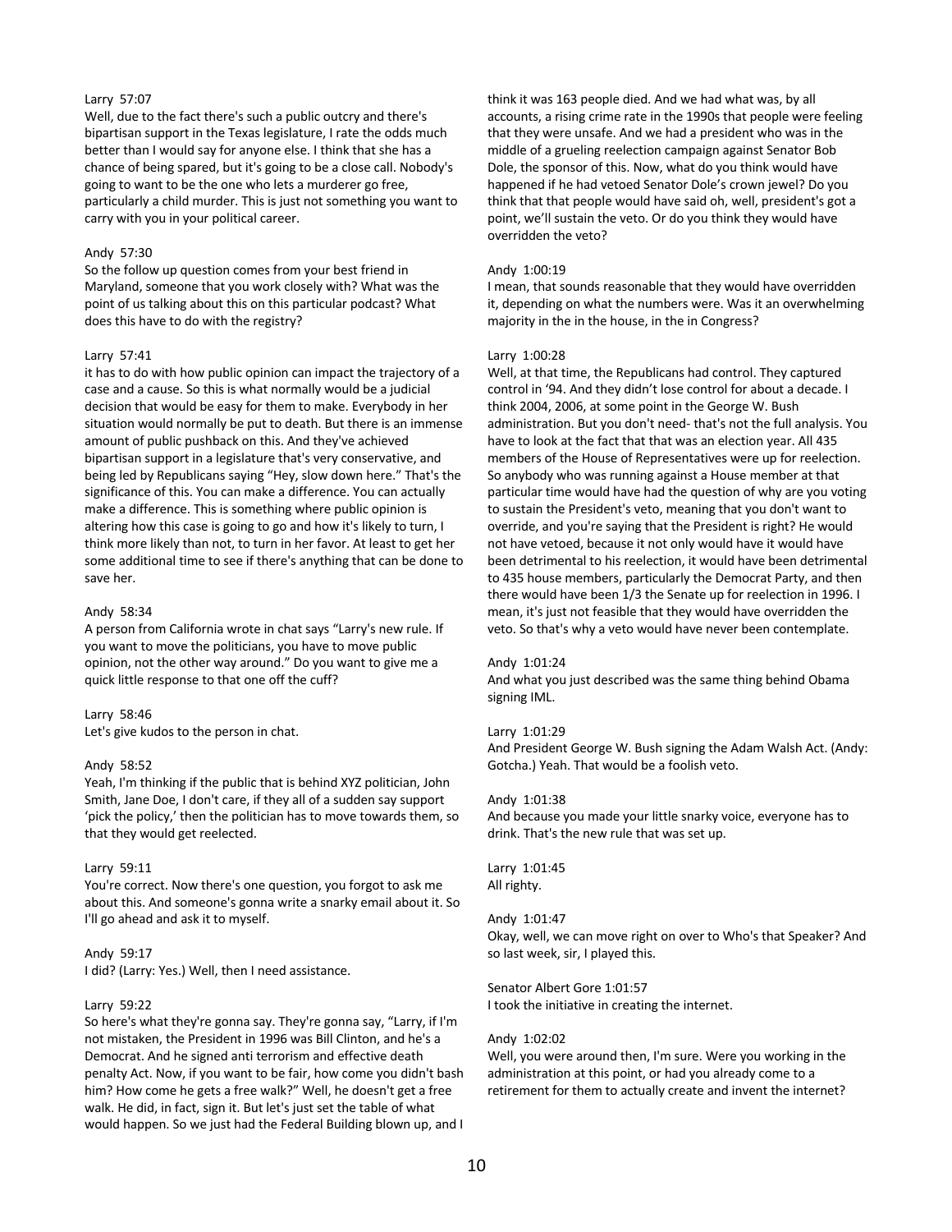Larry 57:07
Well, due to the fact there's such a public outcry and there's bipartisan support in the Texas legislature, I rate the odds much better than I would say for anyone else. I think that she has a chance of being spared, but it's going to be a close call. Nobody's going to want to be the one who lets a murderer go free, particularly a child murder. This is just not something you want to carry with you in your political career.

Andy 57:30
So the follow up question comes from your best friend in Maryland, someone that you work closely with? What was the point of us talking about this on this particular podcast? What does this have to do with the registry?

Larry 57:41
it has to do with how public opinion can impact the trajectory of a case and a cause. So this is what normally would be a judicial decision that would be easy for them to make. Everybody in her situation would normally be put to death. But there is an immense amount of public pushback on this. And they've achieved bipartisan support in a legislature that's very conservative, and being led by Republicans saying "Hey, slow down here." That's the significance of this. You can make a difference. You can actually make a difference. This is something where public opinion is altering how this case is going to go and how it's likely to turn, I think more likely than not, to turn in her favor. At least to get her some additional time to see if there's anything that can be done to save her.

Andy 58:34
A person from California wrote in chat says "Larry's new rule. If you want to move the politicians, you have to move public opinion, not the other way around." Do you want to give me a quick little response to that one off the cuff?

Larry 58:46
Let's give kudos to the person in chat.

Andy 58:52
Yeah, I'm thinking if the public that is behind XYZ politician, John Smith, Jane Doe, I don't care, if they all of a sudden say support 'pick the policy,' then the politician has to move towards them, so that they would get reelected.

Larry 59:11
You're correct. Now there's one question, you forgot to ask me about this. And someone's gonna write a snarky email about it. So I'll go ahead and ask it to myself.

Andy 59:17
I did? (Larry: Yes.) Well, then I need assistance.

Larry 59:22
So here's what they're gonna say. They're gonna say, "Larry, if I'm not mistaken, the President in 1996 was Bill Clinton, and he's a Democrat. And he signed anti terrorism and effective death penalty Act. Now, if you want to be fair, how come you didn't bash him? How come he gets a free walk?" Well, he doesn't get a free walk. He did, in fact, sign it. But let's just set the table of what would happen. So we just had the Federal Building blown up, and I think it was 163 people died. And we had what was, by all accounts, a rising crime rate in the 1990s that people were feeling that they were unsafe. And we had a president who was in the middle of a grueling reelection campaign against Senator Bob Dole, the sponsor of this. Now, what do you think would have happened if he had vetoed Senator Dole's crown jewel? Do you think that that people would have said oh, well, president's got a point, we'll sustain the veto. Or do you think they would have overridden the veto?

Andy 1:00:19
I mean, that sounds reasonable that they would have overridden it, depending on what the numbers were. Was it an overwhelming majority in the in the house, in the in Congress?

Larry 1:00:28
Well, at that time, the Republicans had control. They captured control in '94. And they didn't lose control for about a decade. I think 2004, 2006, at some point in the George W. Bush administration. But you don't need- that's not the full analysis. You have to look at the fact that that was an election year. All 435 members of the House of Representatives were up for reelection. So anybody who was running against a House member at that particular time would have had the question of why are you voting to sustain the President's veto, meaning that you don't want to override, and you're saying that the President is right? He would not have vetoed, because it not only would have it would have been detrimental to his reelection, it would have been detrimental to 435 house members, particularly the Democrat Party, and then there would have been 1/3 the Senate up for reelection in 1996. I mean, it's just not feasible that they would have overridden the veto. So that's why a veto would have never been contemplate.

Andy 1:01:24
And what you just described was the same thing behind Obama signing IML.

Larry 1:01:29
And President George W. Bush signing the Adam Walsh Act. (Andy: Gotcha.) Yeah. That would be a foolish veto.

Andy 1:01:38
And because you made your little snarky voice, everyone has to drink. That's the new rule that was set up.

Larry 1:01:45
All righty.

Andy 1:01:47
Okay, well, we can move right on over to Who's that Speaker? And so last week, sir, I played this.

Senator Albert Gore 1:01:57
I took the initiative in creating the internet.

Andy 1:02:02
Well, you were around then, I'm sure. Were you working in the administration at this point, or had you already come to a retirement for them to actually create and invent the internet?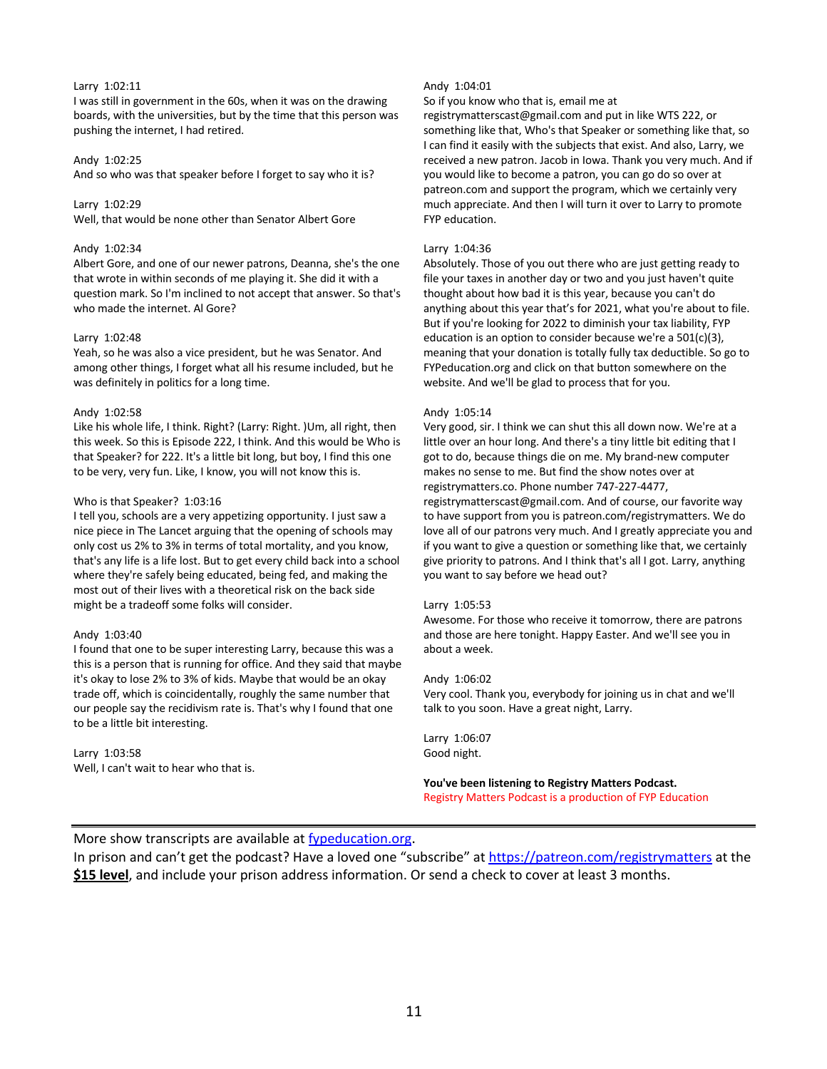Larry 1:02:11
I was still in government in the 60s, when it was on the drawing boards, with the universities, but by the time that this person was pushing the internet, I had retired.

Andy 1:02:25
And so who was that speaker before I forget to say who it is?

Larry 1:02:29
Well, that would be none other than Senator Albert Gore

Andy 1:02:34
Albert Gore, and one of our newer patrons, Deanna, she's the one that wrote in within seconds of me playing it. She did it with a question mark. So I'm inclined to not accept that answer. So that's who made the internet. Al Gore?

Larry 1:02:48
Yeah, so he was also a vice president, but he was Senator. And among other things, I forget what all his resume included, but he was definitely in politics for a long time.

Andy 1:02:58
Like his whole life, I think. Right? (Larry: Right. )Um, all right, then this week. So this is Episode 222, I think. And this would be Who is that Speaker? for 222. It's a little bit long, but boy, I find this one to be very, very fun. Like, I know, you will not know this is.

Who is that Speaker? 1:03:16
I tell you, schools are a very appetizing opportunity. I just saw a nice piece in The Lancet arguing that the opening of schools may only cost us 2% to 3% in terms of total mortality, and you know, that's any life is a life lost. But to get every child back into a school where they're safely being educated, being fed, and making the most out of their lives with a theoretical risk on the back side might be a tradeoff some folks will consider.

Andy 1:03:40
I found that one to be super interesting Larry, because this was a this is a person that is running for office. And they said that maybe it's okay to lose 2% to 3% of kids. Maybe that would be an okay trade off, which is coincidentally, roughly the same number that our people say the recidivism rate is. That's why I found that one to be a little bit interesting.

Larry 1:03:58
Well, I can't wait to hear who that is.

Andy 1:04:01
So if you know who that is, email me at registrymatterscast@gmail.com and put in like WTS 222, or something like that, Who's that Speaker or something like that, so I can find it easily with the subjects that exist. And also, Larry, we received a new patron. Jacob in Iowa. Thank you very much. And if you would like to become a patron, you can go do so over at patreon.com and support the program, which we certainly very much appreciate. And then I will turn it over to Larry to promote FYP education.

Larry 1:04:36
Absolutely. Those of you out there who are just getting ready to file your taxes in another day or two and you just haven't quite thought about how bad it is this year, because you can't do anything about this year that's for 2021, what you're about to file. But if you're looking for 2022 to diminish your tax liability, FYP education is an option to consider because we're a 501(c)(3), meaning that your donation is totally fully tax deductible. So go to FYPeducation.org and click on that button somewhere on the website. And we'll be glad to process that for you.

Andy 1:05:14
Very good, sir. I think we can shut this all down now. We're at a little over an hour long. And there's a tiny little bit editing that I got to do, because things die on me. My brand-new computer makes no sense to me. But find the show notes over at registrymatters.co. Phone number 747-227-4477, registrymatterscast@gmail.com. And of course, our favorite way to have support from you is patreon.com/registrymatters. We do love all of our patrons very much. And I greatly appreciate you and if you want to give a question or something like that, we certainly give priority to patrons. And I think that's all I got. Larry, anything you want to say before we head out?

Larry 1:05:53
Awesome. For those who receive it tomorrow, there are patrons and those are here tonight. Happy Easter. And we'll see you in about a week.

Andy 1:06:02
Very cool. Thank you, everybody for joining us in chat and we'll talk to you soon. Have a great night, Larry.

Larry 1:06:07
Good night.

**You've been listening to Registry Matters Podcast.**
Registry Matters Podcast is a production of FYP Education

---

More show transcripts are available at [fypeducation.org](fypeducation.org).
In prison and can't get the podcast? Have a loved one "subscribe" at [https://patreon.com/registrymatters](https://patreon.com/registrymatters) at the **$15 level**, and include your prison address information. Or send a check to cover at least 3 months.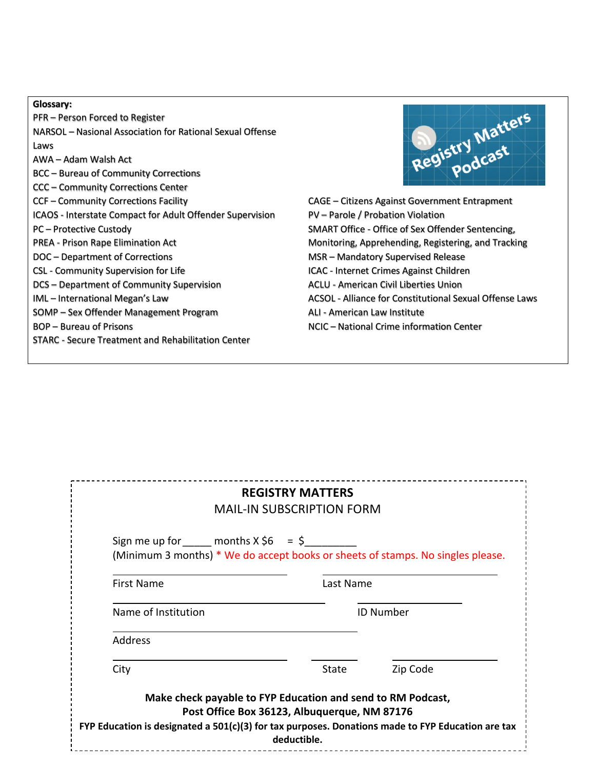**Glossary:**

PFR – Person Forced to Register
NARSOL – Nasional Association for Rational Sexual Offense Laws
AWA – Adam Walsh Act
BCC – Bureau of Community Corrections
CCC – Community Corrections Center
CCF – Community Corrections Facility
ICAOS - Interstate Compact for Adult Offender Supervision
PC – Protective Custody
PREA - Prison Rape Elimination Act
DOC – Department of Corrections
CSL - Community Supervision for Life
DCS – Department of Community Supervision
IML – International Megan's Law
SOMP – Sex Offender Management Program
BOP – Bureau of Prisons
STARC - Secure Treatment and Rehabilitation Center

Registry Matters Podcast

CAGE – Citizens Against Government Entrapment
PV – Parole / Probation Violation
SMART Office - Office of Sex Offender Sentencing, Monitoring, Apprehending, Registering, and Tracking
MSR – Mandatory Supervised Release
ICAC - Internet Crimes Against Children
ACLU - American Civil Liberties Union
ACSOL - Alliance for Constitutional Sexual Offense Laws
ALI - American Law Institute
NCIC – National Crime information Center

## REGISTRY MATTERS

MAIL-IN SUBSCRIPTION FORM

Sign me up for _____ months X $6 = $_________
(Minimum 3 months) * We do accept books or sheets of stamps. No singles please.

First Name ______________ Last Name ______________

Name of Institution ______________ ID Number ______________

Address ______________

City ______________ State ______________ Zip Code ______________

**Make check payable to FYP Education and send to RM Podcast, Post Office Box 36123, Albuquerque, NM 87176**

**FYP Education is designated a 501(c)(3) for tax purposes. Donations made to FYP Education are tax deductible.**